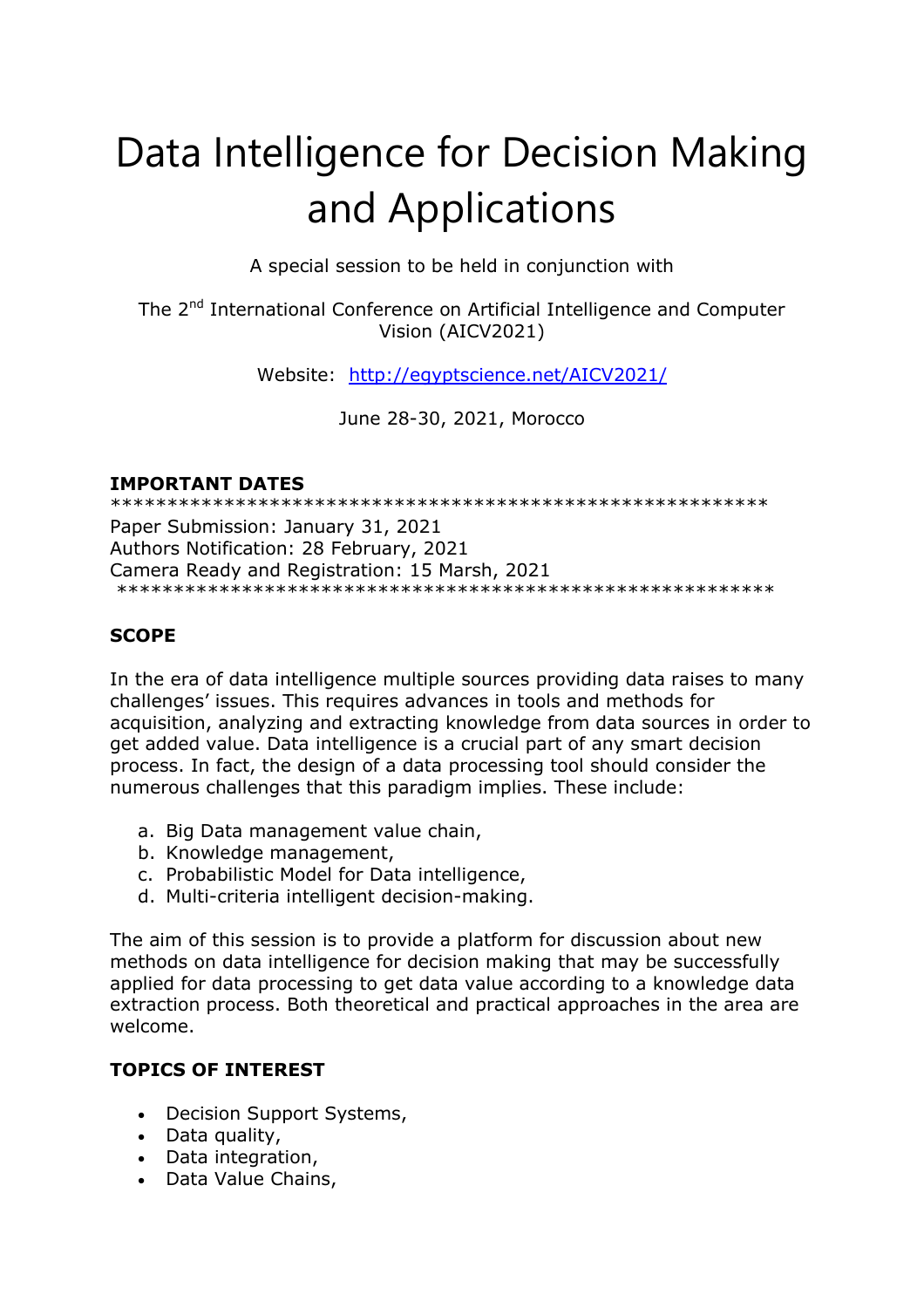# Data Intelligence for Decision Making and Applications

A special session to be held in conjunction with

The 2nd International Conference on Artificial Intelligence and Computer Vision (AICV2021)

Website: [http://egyptscience.net/AICV2021/](http://egyptscience.net/AICV2021/)

June 28-30, 2021, Morocco

**IMPORTANT DATES**

*************************************************************

Paper Submission: January 31, 2021
Authors Notification: 28 February, 2021
Camera Ready and Registration: 15 Marsh, 2021

*************************************************************

**SCOPE**

In the era of data intelligence multiple sources providing data raises to many challenges' issues. This requires advances in tools and methods for acquisition, analyzing and extracting knowledge from data sources in order to get added value. Data intelligence is a crucial part of any smart decision process. In fact, the design of a data processing tool should consider the numerous challenges that this paradigm implies. These include:

a. Big Data management value chain,
b. Knowledge management,
c. Probabilistic Model for Data intelligence,
d. Multi-criteria intelligent decision-making.

The aim of this session is to provide a platform for discussion about new methods on data intelligence for decision making that may be successfully applied for data processing to get data value according to a knowledge data extraction process. Both theoretical and practical approaches in the area are welcome.

**TOPICS OF INTEREST**

- Decision Support Systems,
- Data quality,
- Data integration,
- Data Value Chains,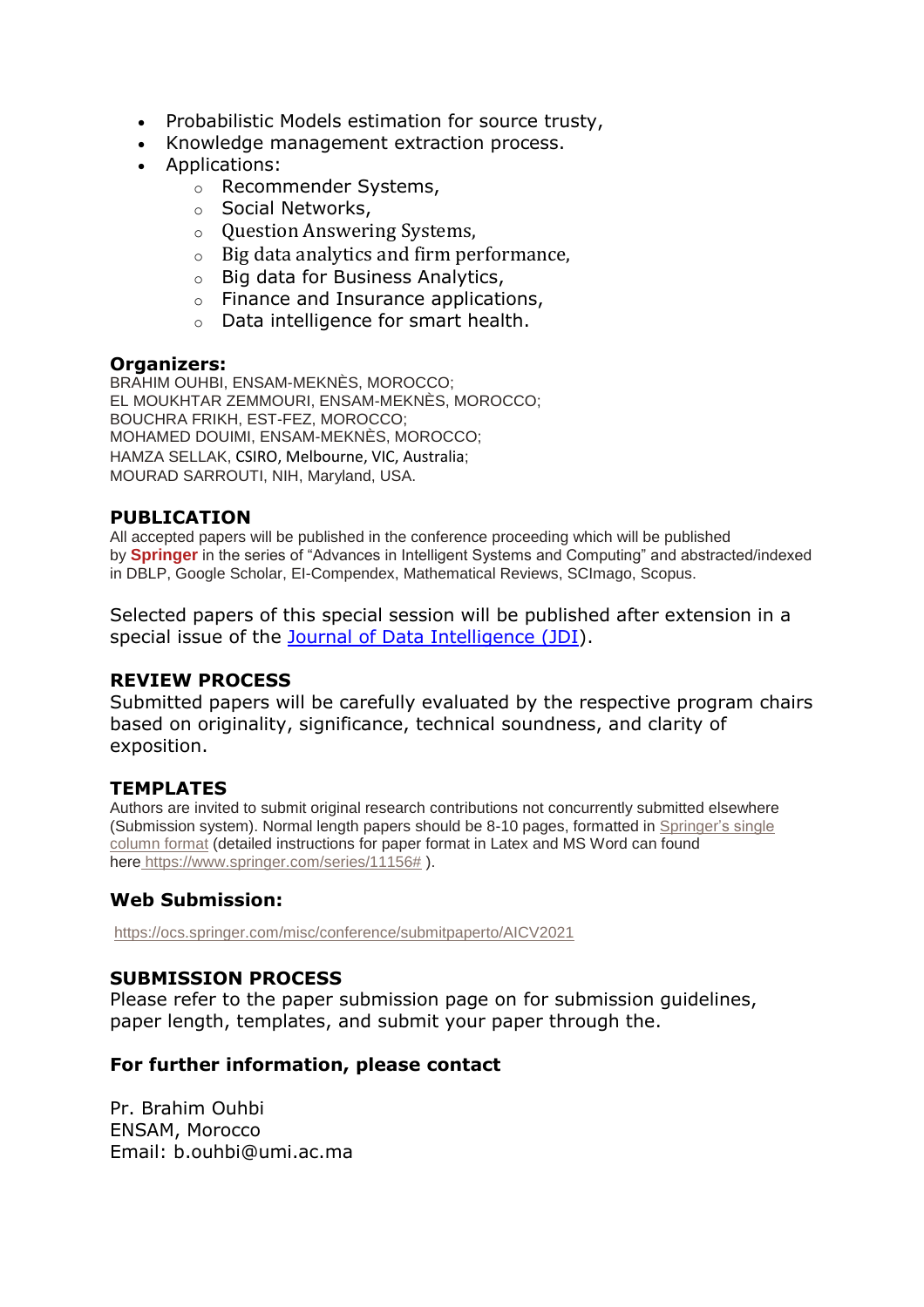- Probabilistic Models estimation for source trusty,
- Knowledge management extraction process.
- Applications:
  - Recommender Systems,
  - Social Networks,
  - Question Answering Systems,
  - Big data analytics and firm performance,
  - Big data for Business Analytics,
  - Finance and Insurance applications,
  - Data intelligence for smart health.

## Organizers:

BRAHIM OUHBI, ENSAM-MEKNÈS, MOROCCO;
EL MOUKHTAR ZEMMOURI, ENSAM-MEKNÈS, MOROCCO;
BOUCHRA FRIKH, EST-FEZ, MOROCCO;
MOHAMED DOUIMI, ENSAM-MEKNÈS, MOROCCO;
HAMZA SELLAK, CSIRO, Melbourne, VIC, Australia;
MOURAD SARROUTI, NIH, Maryland, USA.

## PUBLICATION

All accepted papers will be published in the conference proceeding which will be published by **Springer** in the series of "Advances in Intelligent Systems and Computing" and abstracted/indexed in DBLP, Google Scholar, EI-Compendex, Mathematical Reviews, SCImago, Scopus.

Selected papers of this special session will be published after extension in a special issue of the Journal of Data Intelligence (JDI).

## REVIEW PROCESS

Submitted papers will be carefully evaluated by the respective program chairs based on originality, significance, technical soundness, and clarity of exposition.

## TEMPLATES

Authors are invited to submit original research contributions not concurrently submitted elsewhere (Submission system). Normal length papers should be 8-10 pages, formatted in Springer's single column format (detailed instructions for paper format in Latex and MS Word can found here https://www.springer.com/series/11156# ).

## Web Submission:

https://ocs.springer.com/misc/conference/submitpaperto/AICV2021

## SUBMISSION PROCESS

Please refer to the paper submission page on for submission guidelines, paper length, templates, and submit your paper through the.

## For further information, please contact

Pr. Brahim Ouhbi
ENSAM, Morocco
Email: b.ouhbi@umi.ac.ma